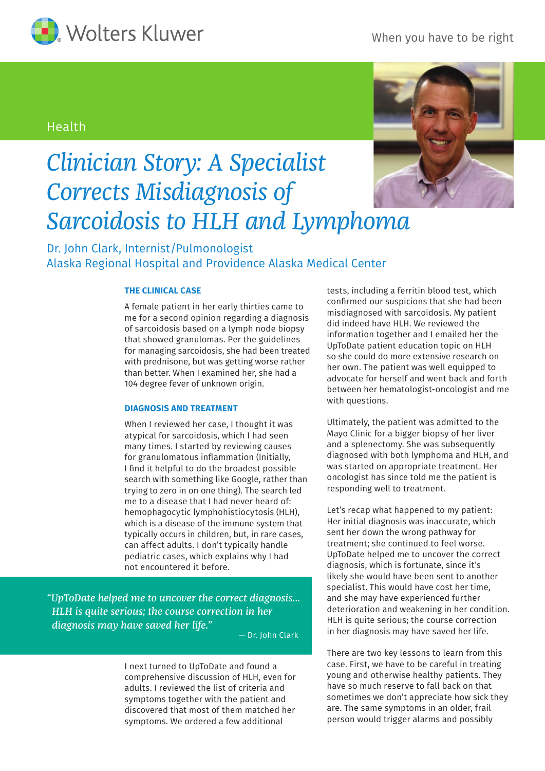Wolters Kluwer

When you have to be right

Health

# *Clinician Story: A Specialist Corrects Misdiagnosis of Sarcoidosis to HLH and Lymphoma*

Dr. John Clark, Internist/Pulmonologist
Alaska Regional Hospital and Providence Alaska Medical Center

## THE CLINICAL CASE

A female patient in her early thirties came to me for a second opinion regarding a diagnosis of sarcoidosis based on a lymph node biopsy that showed granulomas. Per the guidelines for managing sarcoidosis, she had been treated with prednisone, but was getting worse rather than better. When I examined her, she had a 104 degree fever of unknown origin.

## DIAGNOSIS AND TREATMENT

When I reviewed her case, I thought it was atypical for sarcoidosis, which I had seen many times. I started by reviewing causes for granulomatous inflammation (Initially, I find it helpful to do the broadest possible search with something like Google, rather than trying to zero in on one thing). The search led me to a disease that I had never heard of: hemophagocytic lymphohistiocytosis (HLH), which is a disease of the immune system that typically occurs in children, but, in rare cases, can affect adults. I don't typically handle pediatric cases, which explains why I had not encountered it before.

> *"UpToDate helped me to uncover the correct diagnosis... HLH is quite serious; the course correction in her diagnosis may have saved her life."*
>
> — Dr. John Clark

I next turned to UpToDate and found a comprehensive discussion of HLH, even for adults. I reviewed the list of criteria and symptoms together with the patient and discovered that most of them matched her symptoms. We ordered a few additional tests, including a ferritin blood test, which confirmed our suspicions that she had been misdiagnosed with sarcoidosis. My patient did indeed have HLH. We reviewed the information together and I emailed her the UpToDate patient education topic on HLH so she could do more extensive research on her own. The patient was well equipped to advocate for herself and went back and forth between her hematologist-oncologist and me with questions.

Ultimately, the patient was admitted to the Mayo Clinic for a bigger biopsy of her liver and a splenectomy. She was subsequently diagnosed with both lymphoma and HLH, and was started on appropriate treatment. Her oncologist has since told me the patient is responding well to treatment.

Let's recap what happened to my patient: Her initial diagnosis was inaccurate, which sent her down the wrong pathway for treatment; she continued to feel worse. UpToDate helped me to uncover the correct diagnosis, which is fortunate, since it's likely she would have been sent to another specialist. This would have cost her time, and she may have experienced further deterioration and weakening in her condition. HLH is quite serious; the course correction in her diagnosis may have saved her life.

There are two key lessons to learn from this case. First, we have to be careful in treating young and otherwise healthy patients. They have so much reserve to fall back on that sometimes we don't appreciate how sick they are. The same symptoms in an older, frail person would trigger alarms and possibly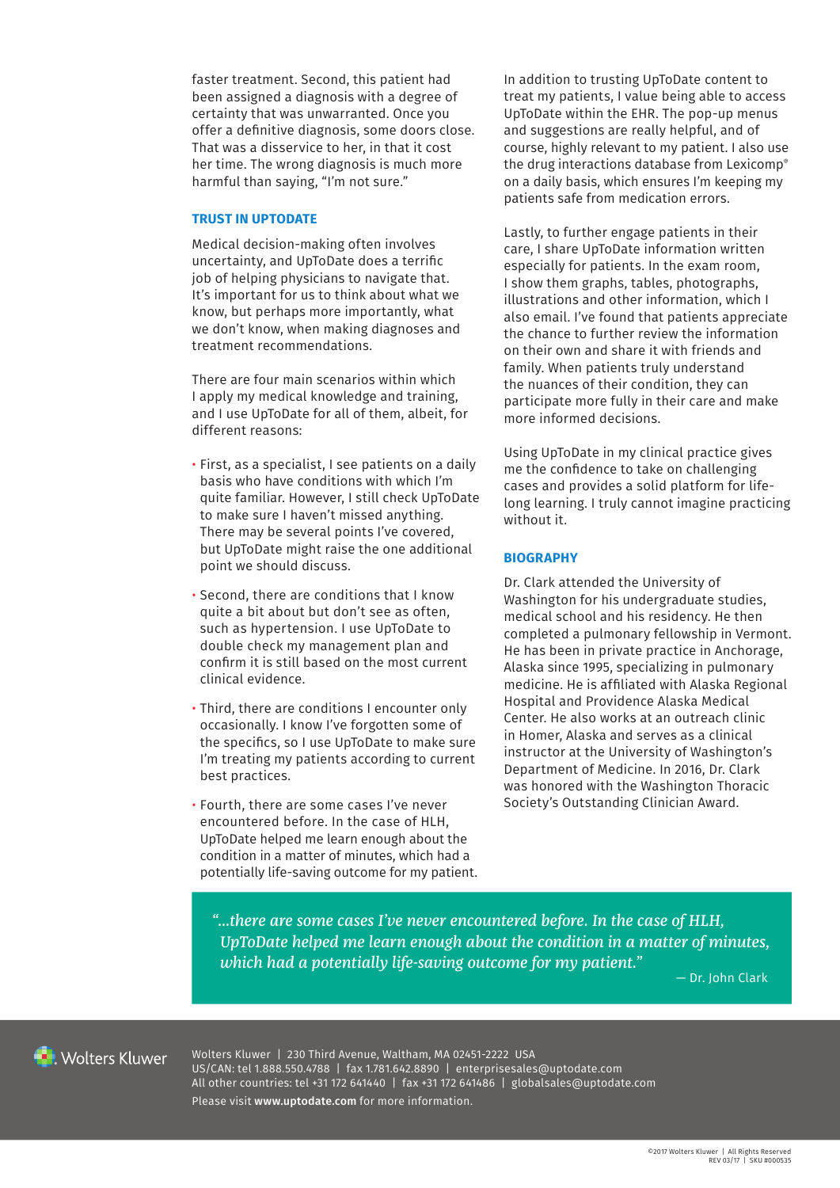faster treatment. Second, this patient had been assigned a diagnosis with a degree of certainty that was unwarranted. Once you offer a definitive diagnosis, some doors close. That was a disservice to her, in that it cost her time. The wrong diagnosis is much more harmful than saying, "I'm not sure."

## TRUST IN UPTODATE

Medical decision-making often involves uncertainty, and UpToDate does a terrific job of helping physicians to navigate that. It's important for us to think about what we know, but perhaps more importantly, what we don't know, when making diagnoses and treatment recommendations.

There are four main scenarios within which I apply my medical knowledge and training, and I use UpToDate for all of them, albeit, for different reasons:

- First, as a specialist, I see patients on a daily basis who have conditions with which I'm quite familiar. However, I still check UpToDate to make sure I haven't missed anything. There may be several points I've covered, but UpToDate might raise the one additional point we should discuss.
- Second, there are conditions that I know quite a bit about but don't see as often, such as hypertension. I use UpToDate to double check my management plan and confirm it is still based on the most current clinical evidence.
- Third, there are conditions I encounter only occasionally. I know I've forgotten some of the specifics, so I use UpToDate to make sure I'm treating my patients according to current best practices.
- Fourth, there are some cases I've never encountered before. In the case of HLH, UpToDate helped me learn enough about the condition in a matter of minutes, which had a potentially life-saving outcome for my patient.

In addition to trusting UpToDate content to treat my patients, I value being able to access UpToDate within the EHR. The pop-up menus and suggestions are really helpful, and of course, highly relevant to my patient. I also use the drug interactions database from Lexicomp® on a daily basis, which ensures I'm keeping my patients safe from medication errors.

Lastly, to further engage patients in their care, I share UpToDate information written especially for patients. In the exam room, I show them graphs, tables, photographs, illustrations and other information, which I also email. I've found that patients appreciate the chance to further review the information on their own and share it with friends and family. When patients truly understand the nuances of their condition, they can participate more fully in their care and make more informed decisions.

Using UpToDate in my clinical practice gives me the confidence to take on challenging cases and provides a solid platform for life-long learning. I truly cannot imagine practicing without it.

## BIOGRAPHY

Dr. Clark attended the University of Washington for his undergraduate studies, medical school and his residency. He then completed a pulmonary fellowship in Vermont. He has been in private practice in Anchorage, Alaska since 1995, specializing in pulmonary medicine. He is affiliated with Alaska Regional Hospital and Providence Alaska Medical Center. He also works at an outreach clinic in Homer, Alaska and serves as a clinical instructor at the University of Washington's Department of Medicine. In 2016, Dr. Clark was honored with the Washington Thoracic Society's Outstanding Clinician Award.

> *"...there are some cases I've never encountered before. In the case of HLH, UpToDate helped me learn enough about the condition in a matter of minutes, which had a potentially life-saving outcome for my patient."*
>
> — Dr. John Clark

Wolters Kluwer

Wolters Kluwer | 230 Third Avenue, Waltham, MA 02451-2222 USA
US/CAN: tel 1.888.550.4788 | fax 1.781.642.8890 | enterprisesales@uptodate.com
All other countries: tel +31 172 641440 | fax +31 172 641486 | globalsales@uptodate.com

Please visit **www.uptodate.com** for more information.

©2017 Wolters Kluwer | All Rights Reserved
REV 03/17 | SKU #000535